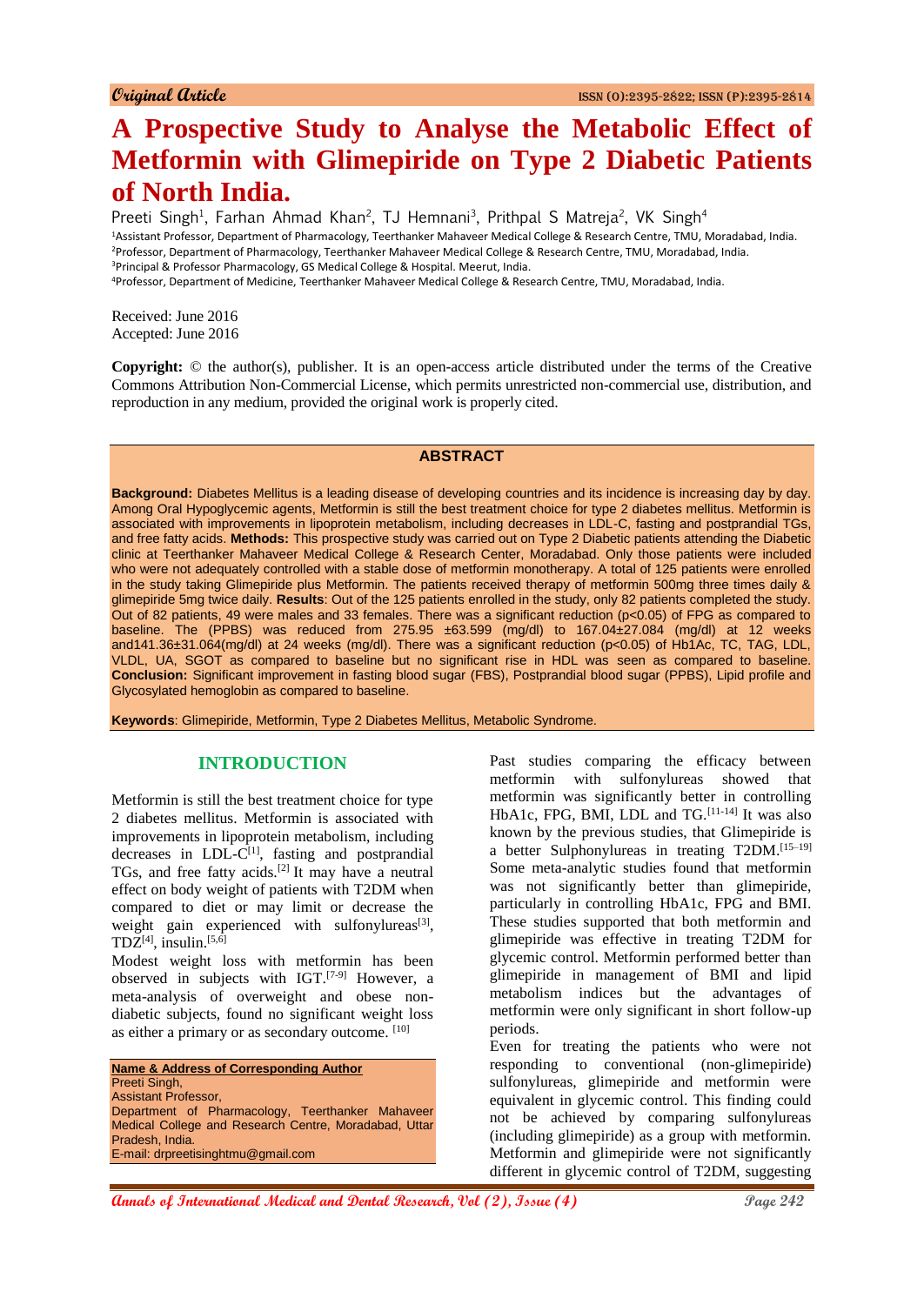Original Article

ISSN (O):2395-2822; ISSN (P):2395-2814

# A Prospective Study to Analyse the Metabolic Effect of Metformin with Glimepiride on Type 2 Diabetic Patients of North India.

Preeti Singh[1], Farhan Ahmad Khan[2], TJ Hemnani[3], Prithpal S Matreja[2], VK Singh[4]

[1]Assistant Professor, Department of Pharmacology, Teerthanker Mahaveer Medical College & Research Centre, TMU, Moradabad, India.
[2]Professor, Department of Pharmacology, Teerthanker Mahaveer Medical College & Research Centre, TMU, Moradabad, India.
[3]Principal & Professor Pharmacology, GS Medical College & Hospital. Meerut, India.
[4]Professor, Department of Medicine, Teerthanker Mahaveer Medical College & Research Centre, TMU, Moradabad, India.

Received: June 2016
Accepted: June 2016

**Copyright:** © the author(s), publisher. It is an open-access article distributed under the terms of the Creative Commons Attribution Non-Commercial License, which permits unrestricted non-commercial use, distribution, and reproduction in any medium, provided the original work is properly cited.

## ABSTRACT

**Background:** Diabetes Mellitus is a leading disease of developing countries and its incidence is increasing day by day. Among Oral Hypoglycemic agents, Metformin is still the best treatment choice for type 2 diabetes mellitus. Metformin is associated with improvements in lipoprotein metabolism, including decreases in LDL-C, fasting and postprandial TGs, and free fatty acids. **Methods:** This prospective study was carried out on Type 2 Diabetic patients attending the Diabetic clinic at Teerthanker Mahaveer Medical College & Research Center, Moradabad. Only those patients were included who were not adequately controlled with a stable dose of metformin monotherapy. A total of 125 patients were enrolled in the study taking Glimepiride plus Metformin. The patients received therapy of metformin 500mg three times daily & glimepiride 5mg twice daily. **Results**: Out of the 125 patients enrolled in the study, only 82 patients completed the study. Out of 82 patients, 49 were males and 33 females. There was a significant reduction ($p<0.05$) of FPG as compared to baseline. The (PPBS) was reduced from 275.95 ±63.599 (mg/dl) to 167.04±27.084 (mg/dl) at 12 weeks and141.36±31.064(mg/dl) at 24 weeks (mg/dl). There was a significant reduction ($p<0.05$) of Hb1Ac, TC, TAG, LDL, VLDL, UA, SGOT as compared to baseline but no significant rise in HDL was seen as compared to baseline. **Conclusion:** Significant improvement in fasting blood sugar (FBS), Postprandial blood sugar (PPBS), Lipid profile and Glycosylated hemoglobin as compared to baseline.

**Keywords**: Glimepiride, Metformin, Type 2 Diabetes Mellitus, Metabolic Syndrome.

## INTRODUCTION

Metformin is still the best treatment choice for type 2 diabetes mellitus. Metformin is associated with improvements in lipoprotein metabolism, including decreases in LDL-C[1], fasting and postprandial TGs, and free fatty acids.[2] It may have a neutral effect on body weight of patients with T2DM when compared to diet or may limit or decrease the weight gain experienced with sulfonylureas[3], TDZ[4], insulin.[5,6]

Modest weight loss with metformin has been observed in subjects with IGT.[7-9] However, a meta-analysis of overweight and obese non-diabetic subjects, found no significant weight loss as either a primary or as secondary outcome. [10]

**Name & Address of Corresponding Author**
Preeti Singh,
Assistant Professor,
Department of Pharmacology, Teerthanker Mahaveer Medical College and Research Centre, Moradabad, Uttar Pradesh, India.
E-mail: drpreetisinghtmu@gmail.com

Past studies comparing the efficacy between metformin with sulfonylureas showed that metformin was significantly better in controlling HbA1c, FPG, BMI, LDL and TG.[11-14] It was also known by the previous studies, that Glimepiride is a better Sulphonylureas in treating T2DM.[15–19] Some meta-analytic studies found that metformin was not significantly better than glimepiride, particularly in controlling HbA1c, FPG and BMI. These studies supported that both metformin and glimepiride was effective in treating T2DM for glycemic control. Metformin performed better than glimepiride in management of BMI and lipid metabolism indices but the advantages of metformin were only significant in short follow-up periods.

Even for treating the patients who were not responding to conventional (non-glimepiride) sulfonylureas, glimepiride and metformin were equivalent in glycemic control. This finding could not be achieved by comparing sulfonylureas (including glimepiride) as a group with metformin. Metformin and glimepiride were not significantly different in glycemic control of T2DM, suggesting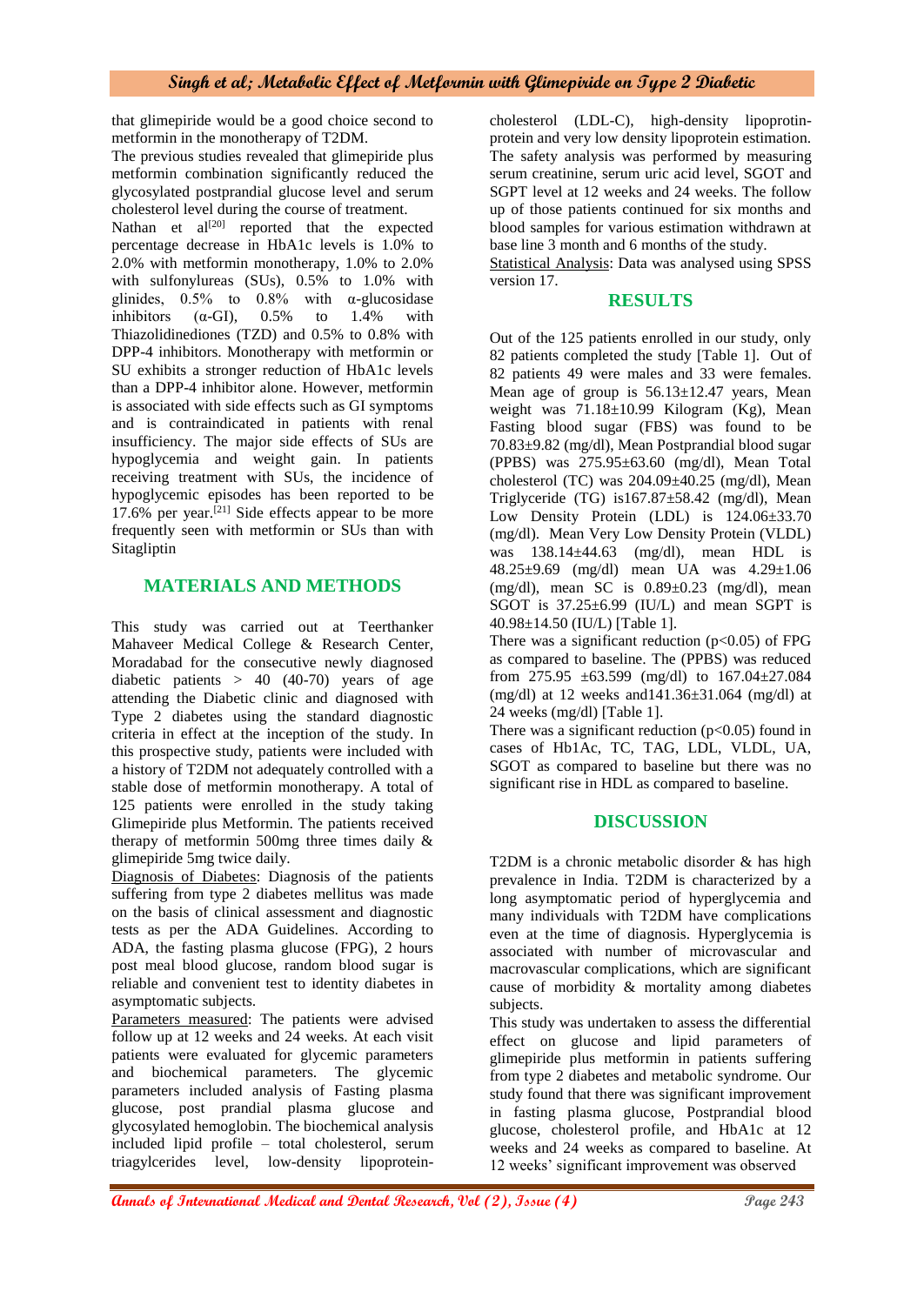that glimepiride would be a good choice second to metformin in the monotherapy of T2DM.

The previous studies revealed that glimepiride plus metformin combination significantly reduced the glycosylated postprandial glucose level and serum cholesterol level during the course of treatment.

Nathan et al[20] reported that the expected percentage decrease in HbA1c levels is 1.0% to 2.0% with metformin monotherapy, 1.0% to 2.0% with sulfonylureas (SUs), 0.5% to 1.0% with glinides, 0.5% to 0.8% with α-glucosidase inhibitors (α-GI), 0.5% to 1.4% with Thiazolidinediones (TZD) and 0.5% to 0.8% with DPP-4 inhibitors. Monotherapy with metformin or SU exhibits a stronger reduction of HbA1c levels than a DPP-4 inhibitor alone. However, metformin is associated with side effects such as GI symptoms and is contraindicated in patients with renal insufficiency. The major side effects of SUs are hypoglycemia and weight gain. In patients receiving treatment with SUs, the incidence of hypoglycemic episodes has been reported to be 17.6% per year.[21] Side effects appear to be more frequently seen with metformin or SUs than with Sitagliptin

## MATERIALS AND METHODS

This study was carried out at Teerthanker Mahaveer Medical College & Research Center, Moradabad for the consecutive newly diagnosed diabetic patients > 40 (40-70) years of age attending the Diabetic clinic and diagnosed with Type 2 diabetes using the standard diagnostic criteria in effect at the inception of the study. In this prospective study, patients were included with a history of T2DM not adequately controlled with a stable dose of metformin monotherapy. A total of 125 patients were enrolled in the study taking Glimepiride plus Metformin. The patients received therapy of metformin 500mg three times daily & glimepiride 5mg twice daily.

Diagnosis of Diabetes: Diagnosis of the patients suffering from type 2 diabetes mellitus was made on the basis of clinical assessment and diagnostic tests as per the ADA Guidelines. According to ADA, the fasting plasma glucose (FPG), 2 hours post meal blood glucose, random blood sugar is reliable and convenient test to identity diabetes in asymptomatic subjects.

Parameters measured: The patients were advised follow up at 12 weeks and 24 weeks. At each visit patients were evaluated for glycemic parameters and biochemical parameters. The glycemic parameters included analysis of Fasting plasma glucose, post prandial plasma glucose and glycosylated hemoglobin. The biochemical analysis included lipid profile – total cholesterol, serum triagylcerides level, low-density lipoprotein-cholesterol (LDL-C), high-density lipoprotin-protein and very low density lipoprotein estimation. The safety analysis was performed by measuring serum creatinine, serum uric acid level, SGOT and SGPT level at 12 weeks and 24 weeks. The follow up of those patients continued for six months and blood samples for various estimation withdrawn at base line 3 month and 6 months of the study.

Statistical Analysis: Data was analysed using SPSS version 17.

## RESULTS

Out of the 125 patients enrolled in our study, only 82 patients completed the study [Table 1]. Out of 82 patients 49 were males and 33 were females. Mean age of group is 56.13±12.47 years, Mean weight was 71.18±10.99 Kilogram (Kg), Mean Fasting blood sugar (FBS) was found to be 70.83±9.82 (mg/dl), Mean Postprandial blood sugar (PPBS) was 275.95±63.60 (mg/dl), Mean Total cholesterol (TC) was 204.09±40.25 (mg/dl), Mean Triglyceride (TG) is167.87±58.42 (mg/dl), Mean Low Density Protein (LDL) is 124.06±33.70 (mg/dl). Mean Very Low Density Protein (VLDL) was 138.14±44.63 (mg/dl), mean HDL is 48.25±9.69 (mg/dl) mean UA was 4.29±1.06 (mg/dl), mean SC is 0.89±0.23 (mg/dl), mean SGOT is 37.25±6.99 (IU/L) and mean SGPT is 40.98±14.50 (IU/L) [Table 1].

There was a significant reduction ($p<0.05$) of FPG as compared to baseline. The (PPBS) was reduced from 275.95 ±63.599 (mg/dl) to 167.04±27.084 (mg/dl) at 12 weeks and141.36±31.064 (mg/dl) at 24 weeks (mg/dl) [Table 1].

There was a significant reduction ($p<0.05$) found in cases of Hb1Ac, TC, TAG, LDL, VLDL, UA, SGOT as compared to baseline but there was no significant rise in HDL as compared to baseline.

## DISCUSSION

T2DM is a chronic metabolic disorder & has high prevalence in India. T2DM is characterized by a long asymptomatic period of hyperglycemia and many individuals with T2DM have complications even at the time of diagnosis. Hyperglycemia is associated with number of microvascular and macrovascular complications, which are significant cause of morbidity & mortality among diabetes subjects.

This study was undertaken to assess the differential effect on glucose and lipid parameters of glimepiride plus metformin in patients suffering from type 2 diabetes and metabolic syndrome. Our study found that there was significant improvement in fasting plasma glucose, Postprandial blood glucose, cholesterol profile, and HbA1c at 12 weeks and 24 weeks as compared to baseline. At 12 weeks' significant improvement was observed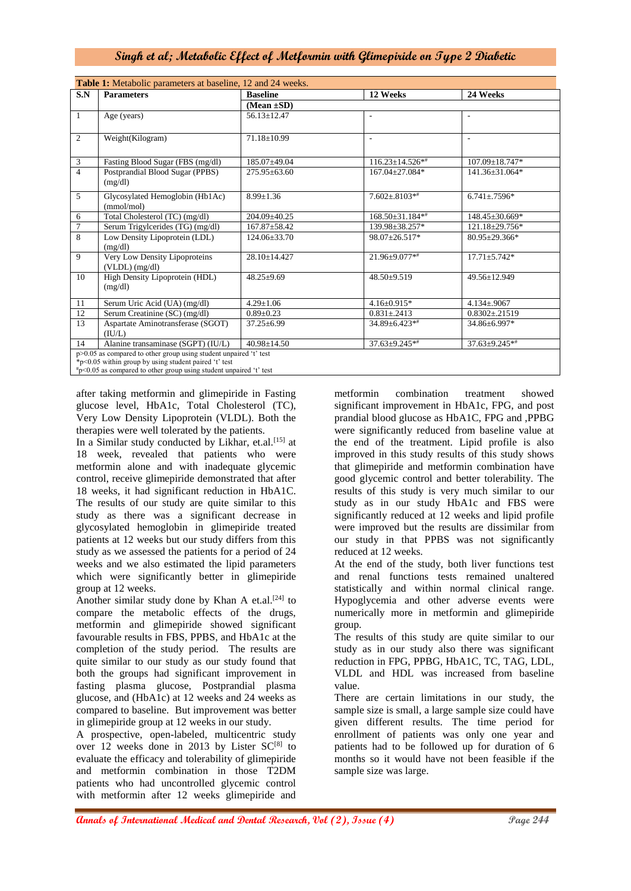**Table 1:** Metabolic parameters at baseline, 12 and 24 weeks.

| S.N | Parameters | Baseline (Mean ±SD) | 12 Weeks | 24 Weeks |
|---|---|---|---|---|
| 1 | Age (years) | 56.13±12.47 | - | - |
| 2 | Weight(Kilogram) | 71.18±10.99 | - | - |
| 3 | Fasting Blood Sugar (FBS (mg/dl) | 185.07±49.04 | 116.23±14.526*# | 107.09±18.747* |
| 4 | Postprandial Blood Sugar (PPBS) (mg/dl) | 275.95±63.60 | 167.04±27.084* | 141.36±31.064* |
| 5 | Glycosylated Hemoglobin (Hb1Ac) (mmol/mol) | 8.99±1.36 | 7.602±.8103*# | 6.741±.7596* |
| 6 | Total Cholesterol (TC) (mg/dl) | 204.09±40.25 | 168.50±31.184*# | 148.45±30.669* |
| 7 | Serum Trigylcerides (TG) (mg/dl) | 167.87±58.42 | 139.98±38.257* | 121.18±29.756* |
| 8 | Low Density Lipoprotein (LDL) (mg/dl) | 124.06±33.70 | 98.07±26.517* | 80.95±29.366* |
| 9 | Very Low Density Lipoproteins (VLDL) (mg/dl) | 28.10±14.427 | 21.96±9.077*# | 17.71±5.742* |
| 10 | High Density Lipoprotein (HDL) (mg/dl) | 48.25±9.69 | 48.50±9.519 | 49.56±12.949 |
| 11 | Serum Uric Acid (UA) (mg/dl) | 4.29±1.06 | 4.16±0.915* | 4.134±.9067 |
| 12 | Serum Creatinine (SC) (mg/dl) | 0.89±0.23 | 0.831±.2413 | 0.8302±.21519 |
| 13 | Aspartate Aminotransferase (SGOT) (IU/L) | 37.25±6.99 | 34.89±6.423*# | 34.86±6.997* |
| 14 | Alanine transaminase (SGPT) (IU/L) | 40.98±14.50 | 37.63±9.245*# | 37.63±9.245*# |

$p>0.05$ as compared to other group using student unpaired 't' test
*$p<0.05$ within group by using student paired 't' test
#$p<0.05$ as compared to other group using student unpaired 't' test

after taking metformin and glimepiride in Fasting glucose level, HbA1c, Total Cholesterol (TC), Very Low Density Lipoprotein (VLDL). Both the therapies were well tolerated by the patients.

In a Similar study conducted by Likhar, et.al.[15] at 18 week, revealed that patients who were metformin alone and with inadequate glycemic control, receive glimepiride demonstrated that after 18 weeks, it had significant reduction in HbA1C. The results of our study are quite similar to this study as there was a significant decrease in glycosylated hemoglobin in glimepiride treated patients at 12 weeks but our study differs from this study as we assessed the patients for a period of 24 weeks and we also estimated the lipid parameters which were significantly better in glimepiride group at 12 weeks.

Another similar study done by Khan A et.al.[24] to compare the metabolic effects of the drugs, metformin and glimepiride showed significant favourable results in FBS, PPBS, and HbA1c at the completion of the study period. The results are quite similar to our study as our study found that both the groups had significant improvement in fasting plasma glucose, Postprandial plasma glucose, and (HbA1c) at 12 weeks and 24 weeks as compared to baseline. But improvement was better in glimepiride group at 12 weeks in our study.

A prospective, open-labeled, multicentric study over 12 weeks done in 2013 by Lister SC[8] to evaluate the efficacy and tolerability of glimepiride and metformin combination in those T2DM patients who had uncontrolled glycemic control with metformin after 12 weeks glimepiride and metformin combination treatment showed significant improvement in HbA1c, FPG, and post prandial blood glucose as HbA1C, FPG and ,PPBG were significantly reduced from baseline value at the end of the treatment. Lipid profile is also improved in this study results of this study shows that glimepiride and metformin combination have good glycemic control and better tolerability. The results of this study is very much similar to our study as in our study HbA1c and FBS were significantly reduced at 12 weeks and lipid profile were improved but the results are dissimilar from our study in that PPBS was not significantly reduced at 12 weeks.

At the end of the study, both liver functions test and renal functions tests remained unaltered statistically and within normal clinical range. Hypoglycemia and other adverse events were numerically more in metformin and glimepiride group.

The results of this study are quite similar to our study as in our study also there was significant reduction in FPG, PPBG, HbA1C, TC, TAG, LDL, VLDL and HDL was increased from baseline value.

There are certain limitations in our study, the sample size is small, a large sample size could have given different results. The time period for enrollment of patients was only one year and patients had to be followed up for duration of 6 months so it would have not been feasible if the sample size was large.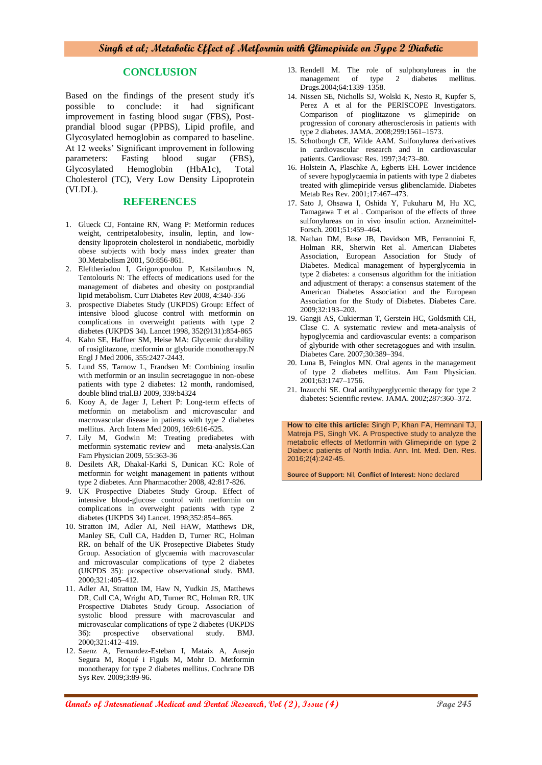## CONCLUSION

Based on the findings of the present study it's possible to conclude: it had significant improvement in fasting blood sugar (FBS), Post-prandial blood sugar (PPBS), Lipid profile, and Glycosylated hemoglobin as compared to baseline. At 12 weeks' Significant improvement in following parameters: Fasting blood sugar (FBS), Glycosylated Hemoglobin (HbA1c), Total Cholesterol (TC), Very Low Density Lipoprotein (VLDL).

## REFERENCES

1. Glueck CJ, Fontaine RN, Wang P: Metformin reduces weight, centripetalobesity, insulin, leptin, and low-density lipoprotein cholesterol in nondiabetic, morbidly obese subjects with body mass index greater than 30.Metabolism 2001, 50:856-861.
2. Eleftheriadou I, Grigoropoulou P, Katsilambros N, Tentolouris N: The effects of medications used for the management of diabetes and obesity on postprandial lipid metabolism. Curr Diabetes Rev 2008, 4:340-356
3. prospective Diabetes Study (UKPDS) Group: Effect of intensive blood glucose control with metformin on complications in overweight patients with type 2 diabetes (UKPDS 34). Lancet 1998, 352(9131):854-865
4. Kahn SE, Haffner SM, Heise MA: Glycemic durability of rosiglitazone, metformin or glyburide monotherapy.N Engl J Med 2006, 355:2427-2443.
5. Lund SS, Tarnow L, Frandsen M: Combining insulin with metformin or an insulin secretagogue in non-obese patients with type 2 diabetes: 12 month, randomised, double blind trial.BJ 2009, 339:b4324
6. Kooy A, de Jager J, Lehert P: Long-term effects of metformin on metabolism and microvascular and macrovascular disease in patients with type 2 diabetes mellitus. Arch Intern Med 2009, 169:616-625.
7. Lily M, Godwin M: Treating prediabetes with metformin systematic review and meta-analysis.Can Fam Physician 2009, 55:363-36
8. Desilets AR, Dhakal-Karki S, Dunican KC: Role of metformin for weight management in patients without type 2 diabetes. Ann Pharmacother 2008, 42:817-826.
9. UK Prospective Diabetes Study Group. Effect of intensive blood-glucose control with metformin on complications in overweight patients with type 2 diabetes (UKPDS 34) Lancet. 1998;352:854–865.
10. Stratton IM, Adler AI, Neil HAW, Matthews DR, Manley SE, Cull CA, Hadden D, Turner RC, Holman RR. on behalf of the UK Prosepective Diabetes Study Group. Association of glycaemia with macrovascular and microvascular complications of type 2 diabetes (UKPDS 35): prospective observational study. BMJ. 2000;321:405–412.
11. Adler AI, Stratton IM, Haw N, Yudkin JS, Matthews DR, Cull CA, Wright AD, Turner RC, Holman RR. UK Prospective Diabetes Study Group. Association of systolic blood pressure with macrovascular and microvascular complications of type 2 diabetes (UKPDS 36): prospective observational study. BMJ. 2000;321:412–419.
12. Saenz A, Fernandez-Esteban I, Mataix A, Ausejo Segura M, Roqué i Figuls M, Mohr D. Metformin monotherapy for type 2 diabetes mellitus. Cochrane DB Sys Rev. 2009;3:89-96.
13. Rendell M. The role of sulphonylureas in the management of type 2 diabetes mellitus. Drugs.2004;64:1339–1358.
14. Nissen SE, Nicholls SJ, Wolski K, Nesto R, Kupfer S, Perez A et al for the PERISCOPE Investigators. Comparison of pioglitazone vs glimepiride on progression of coronary atherosclerosis in patients with type 2 diabetes. JAMA. 2008;299:1561–1573.
15. Schotborgh CE, Wilde AAM. Sulfonylurea derivatives in cardiovascular research and in cardiovascular patients. Cardiovasc Res. 1997;34:73–80.
16. Holstein A, Plaschke A, Egberts EH. Lower incidence of severe hypoglycaemia in patients with type 2 diabetes treated with glimepiride versus glibenclamide. Diabetes Metab Res Rev. 2001;17:467–473.
17. Sato J, Ohsawa I, Oshida Y, Fukuharu M, Hu XC, Tamagawa T et al . Comparison of the effects of three sulfonylureas on in vivo insulin action. Arzneimittel-Forsch. 2001;51:459–464.
18. Nathan DM, Buse JB, Davidson MB, Ferrannini E, Holman RR, Sherwin Ret al. American Diabetes Association, European Association for Study of Diabetes. Medical management of hyperglycemia in type 2 diabetes: a consensus algorithm for the initiation and adjustment of therapy: a consensus statement of the American Diabetes Association and the European Association for the Study of Diabetes. Diabetes Care. 2009;32:193–203.
19. Gangji AS, Cukierman T, Gerstein HC, Goldsmith CH, Clase C. A systematic review and meta-analysis of hypoglycemia and cardiovascular events: a comparison of glyburide with other secretagogues and with insulin. Diabetes Care. 2007;30:389–394.
20. Luna B, Feinglos MN. Oral agents in the management of type 2 diabetes mellitus. Am Fam Physician. 2001;63:1747–1756.
21. Inzucchi SE. Oral antihyperglycemic therapy for type 2 diabetes: Scientific review. JAMA. 2002;287:360–372.

**How to cite this article:** Singh P, Khan FA, Hemnani TJ, Matreja PS, Singh VK. A Prospective study to analyze the metabolic effects of Metformin with Glimepiride on type 2 Diabetic patients of North India. Ann. Int. Med. Den. Res. 2016;2(4):242-45.

**Source of Support:** Nil, **Conflict of Interest:** None declared